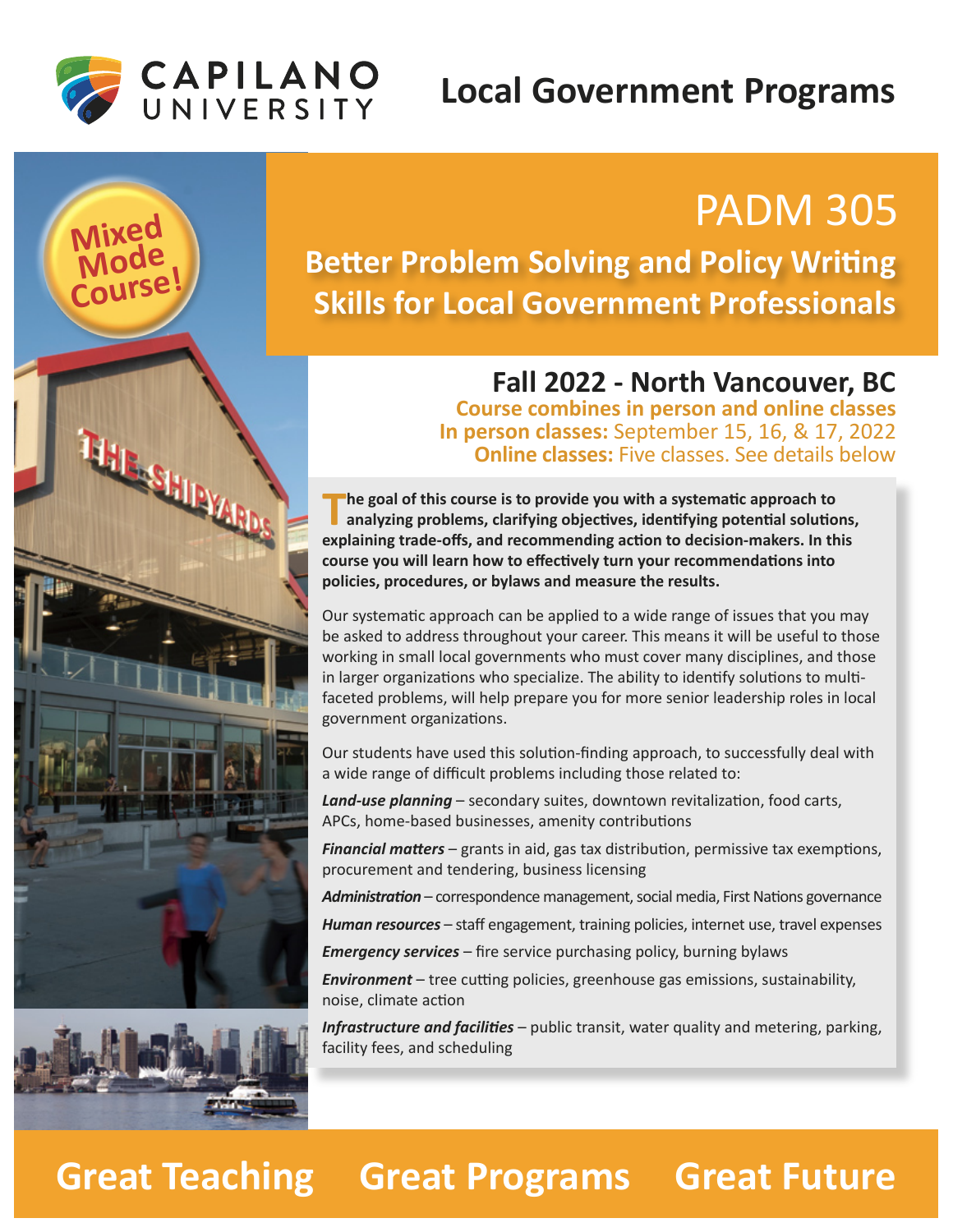# CAPILANO UNIVERSITY

## Local Government Programs

Mixed Mode Course!

# PADM 305

## Better Problem Solving and Policy Writing Skills for Local Government Professionals

### Fall 2022 - North Vancouver, BC

**Course combines in person and online classes**
**In person classes:** September 15, 16, & 17, 2022
**Online classes:** Five classes. See details below

**The goal of this course is to provide you with a systematic approach to analyzing problems, clarifying objectives, identifying potential solutions, explaining trade-offs, and recommending action to decision-makers. In this course you will learn how to effectively turn your recommendations into policies, procedures, or bylaws and measure the results.**

Our systematic approach can be applied to a wide range of issues that you may be asked to address throughout your career. This means it will be useful to those working in small local governments who must cover many disciplines, and those in larger organizations who specialize. The ability to identify solutions to multi-faceted problems, will help prepare you for more senior leadership roles in local government organizations.

Our students have used this solution-finding approach, to successfully deal with a wide range of difficult problems including those related to:

***Land-use planning*** – secondary suites, downtown revitalization, food carts, APCs, home-based businesses, amenity contributions

***Financial matters*** – grants in aid, gas tax distribution, permissive tax exemptions, procurement and tendering, business licensing

***Administration*** – correspondence management, social media, First Nations governance

***Human resources*** – staff engagement, training policies, internet use, travel expenses

***Emergency services*** – fire service purchasing policy, burning bylaws

***Environment*** – tree cutting policies, greenhouse gas emissions, sustainability, noise, climate action

***Infrastructure and facilities*** – public transit, water quality and metering, parking, facility fees, and scheduling

**Great Teaching Great Programs Great Future**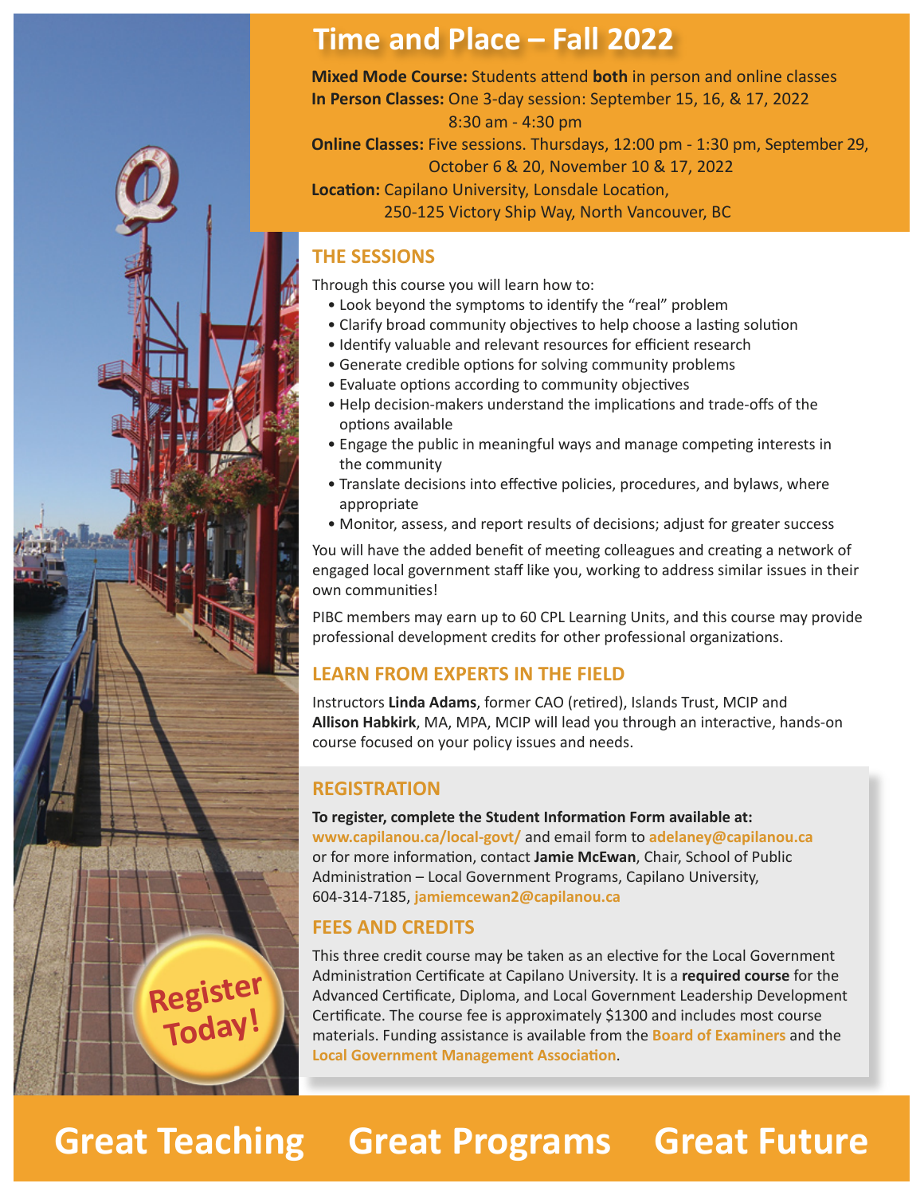## Time and Place – Fall 2022

**Mixed Mode Course:** Students attend **both** in person and online classes
**In Person Classes:** One 3-day session: September 15, 16, & 17, 2022
8:30 am - 4:30 pm
**Online Classes:** Five sessions. Thursdays, 12:00 pm - 1:30 pm, September 29, October 6 & 20, November 10 & 17, 2022
**Location:** Capilano University, Lonsdale Location,
250-125 Victory Ship Way, North Vancouver, BC

### THE SESSIONS

Through this course you will learn how to:

- Look beyond the symptoms to identify the "real" problem
- Clarify broad community objectives to help choose a lasting solution
- Identify valuable and relevant resources for efficient research
- Generate credible options for solving community problems
- Evaluate options according to community objectives
- Help decision-makers understand the implications and trade-offs of the options available
- Engage the public in meaningful ways and manage competing interests in the community
- Translate decisions into effective policies, procedures, and bylaws, where appropriate
- Monitor, assess, and report results of decisions; adjust for greater success

You will have the added benefit of meeting colleagues and creating a network of engaged local government staff like you, working to address similar issues in their own communities!

PIBC members may earn up to 60 CPL Learning Units, and this course may provide professional development credits for other professional organizations.

### LEARN FROM EXPERTS IN THE FIELD

Instructors **Linda Adams**, former CAO (retired), Islands Trust, MCIP and **Allison Habkirk**, MA, MPA, MCIP will lead you through an interactive, hands-on course focused on your policy issues and needs.

### REGISTRATION

**To register, complete the Student Information Form available at:**
www.capilanou.ca/local-govt/ and email form to adelaney@capilanou.ca or for more information, contact **Jamie McEwan**, Chair, School of Public Administration – Local Government Programs, Capilano University, 604-314-7185, jamiemcewan2@capilanou.ca

### FEES AND CREDITS

This three credit course may be taken as an elective for the Local Government Administration Certificate at Capilano University. It is a **required course** for the Advanced Certificate, Diploma, and Local Government Leadership Development Certificate. The course fee is approximately $1300 and includes most course materials. Funding assistance is available from the Board of Examiners and the Local Government Management Association.

Register Today!

**Great Teaching Great Programs Great Future**